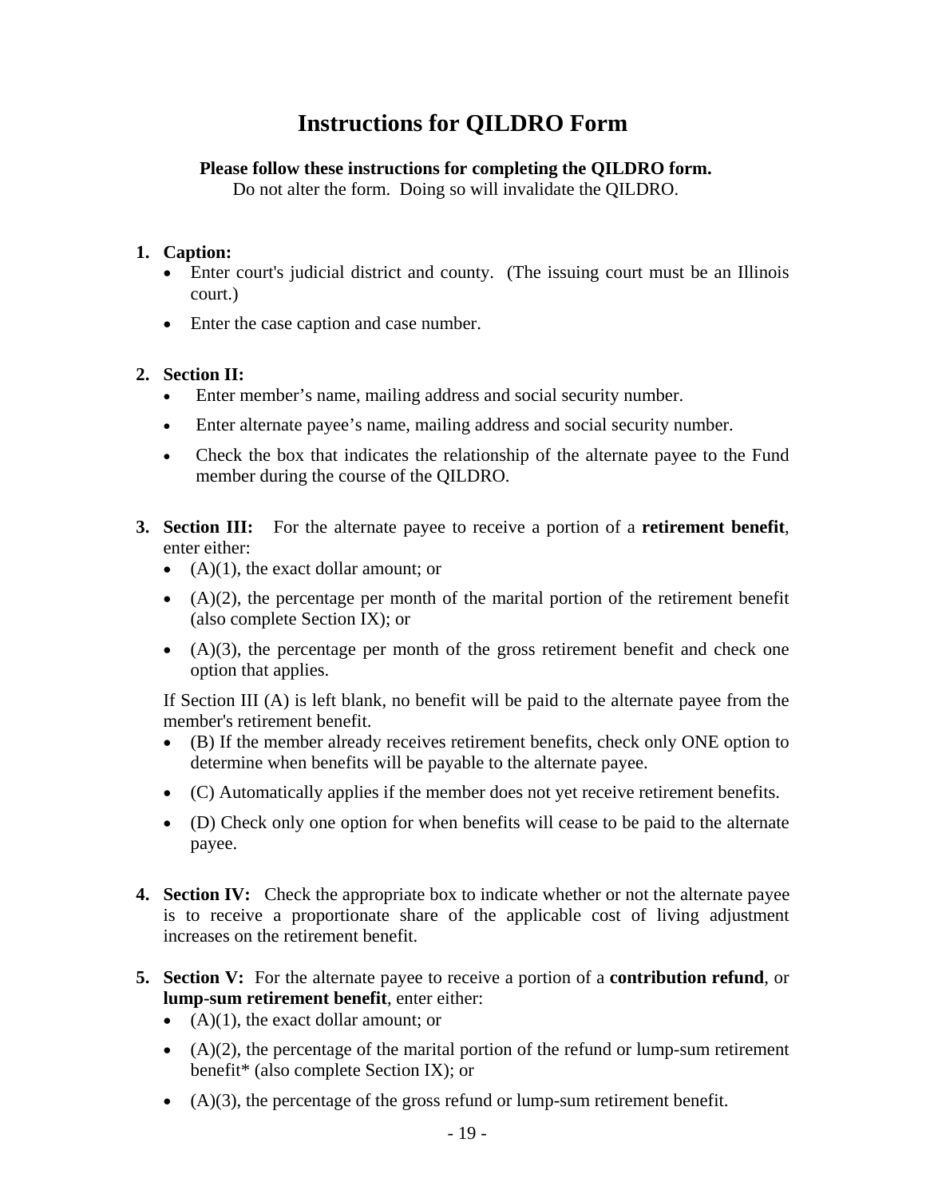# Instructions for QILDRO Form

**Please follow these instructions for completing the QILDRO form.**
Do not alter the form. Doing so will invalidate the QILDRO.

1. **Caption:**
   - Enter court's judicial district and county. (The issuing court must be an Illinois court.)
   - Enter the case caption and case number.

2. **Section II:**
   - Enter member's name, mailing address and social security number.
   - Enter alternate payee's name, mailing address and social security number.
   - Check the box that indicates the relationship of the alternate payee to the Fund member during the course of the QILDRO.

3. **Section III:** For the alternate payee to receive a portion of a **retirement benefit**, enter either:
   - (A)(1), the exact dollar amount; or
   - (A)(2), the percentage per month of the marital portion of the retirement benefit (also complete Section IX); or
   - (A)(3), the percentage per month of the gross retirement benefit and check one option that applies.

   If Section III (A) is left blank, no benefit will be paid to the alternate payee from the member's retirement benefit.
   - (B) If the member already receives retirement benefits, check only ONE option to determine when benefits will be payable to the alternate payee.
   - (C) Automatically applies if the member does not yet receive retirement benefits.
   - (D) Check only one option for when benefits will cease to be paid to the alternate payee.

4. **Section IV:** Check the appropriate box to indicate whether or not the alternate payee is to receive a proportionate share of the applicable cost of living adjustment increases on the retirement benefit.

5. **Section V:** For the alternate payee to receive a portion of a **contribution refund**, or **lump-sum retirement benefit**, enter either:
   - (A)(1), the exact dollar amount; or
   - (A)(2), the percentage of the marital portion of the refund or lump-sum retirement benefit* (also complete Section IX); or
   - (A)(3), the percentage of the gross refund or lump-sum retirement benefit.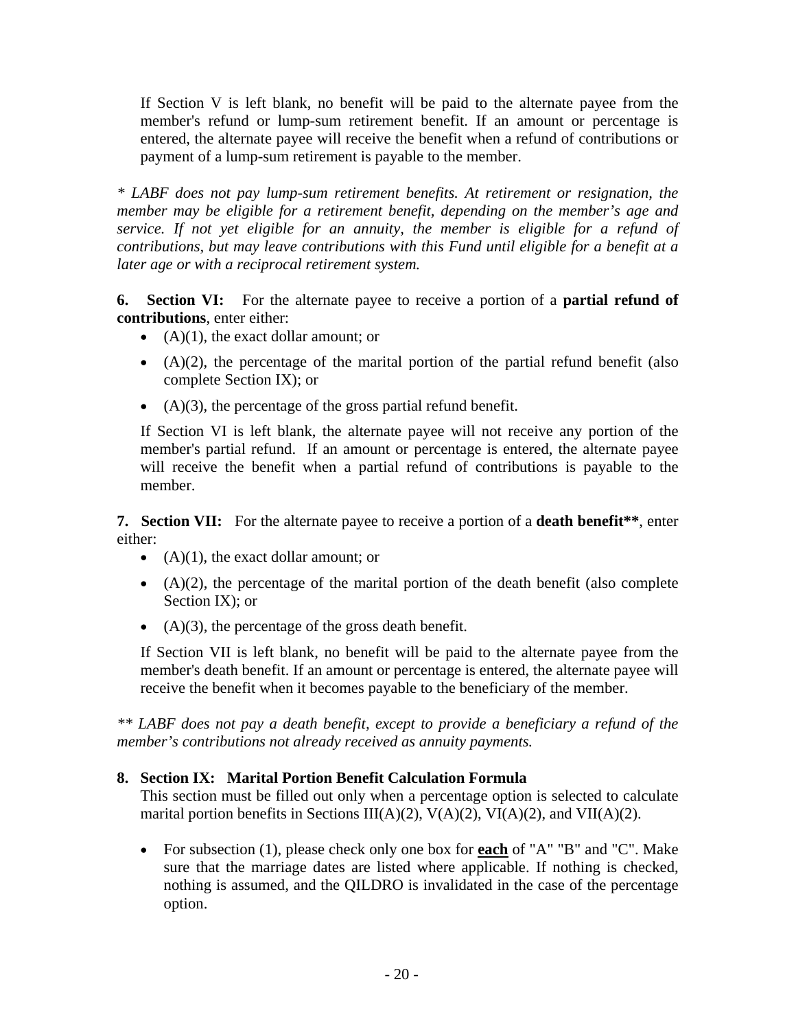If Section V is left blank, no benefit will be paid to the alternate payee from the member's refund or lump-sum retirement benefit. If an amount or percentage is entered, the alternate payee will receive the benefit when a refund of contributions or payment of a lump-sum retirement is payable to the member.

*\* LABF does not pay lump-sum retirement benefits. At retirement or resignation, the member may be eligible for a retirement benefit, depending on the member's age and service. If not yet eligible for an annuity, the member is eligible for a refund of contributions, but may leave contributions with this Fund until eligible for a benefit at a later age or with a reciprocal retirement system.*

**6. Section VI:** For the alternate payee to receive a portion of a **partial refund of contributions**, enter either:

- (A)(1), the exact dollar amount; or
- (A)(2), the percentage of the marital portion of the partial refund benefit (also complete Section IX); or
- (A)(3), the percentage of the gross partial refund benefit.

If Section VI is left blank, the alternate payee will not receive any portion of the member's partial refund. If an amount or percentage is entered, the alternate payee will receive the benefit when a partial refund of contributions is payable to the member.

**7. Section VII:** For the alternate payee to receive a portion of a **death benefit\*\***, enter either:

- (A)(1), the exact dollar amount; or
- (A)(2), the percentage of the marital portion of the death benefit (also complete Section IX); or
- (A)(3), the percentage of the gross death benefit.

If Section VII is left blank, no benefit will be paid to the alternate payee from the member's death benefit. If an amount or percentage is entered, the alternate payee will receive the benefit when it becomes payable to the beneficiary of the member.

*\*\* LABF does not pay a death benefit, except to provide a beneficiary a refund of the member's contributions not already received as annuity payments.*

**8. Section IX: Marital Portion Benefit Calculation Formula**

This section must be filled out only when a percentage option is selected to calculate marital portion benefits in Sections III(A)(2), V(A)(2), VI(A)(2), and VII(A)(2).

- For subsection (1), please check only one box for **each** of "A" "B" and "C". Make sure that the marriage dates are listed where applicable. If nothing is checked, nothing is assumed, and the QILDRO is invalidated in the case of the percentage option.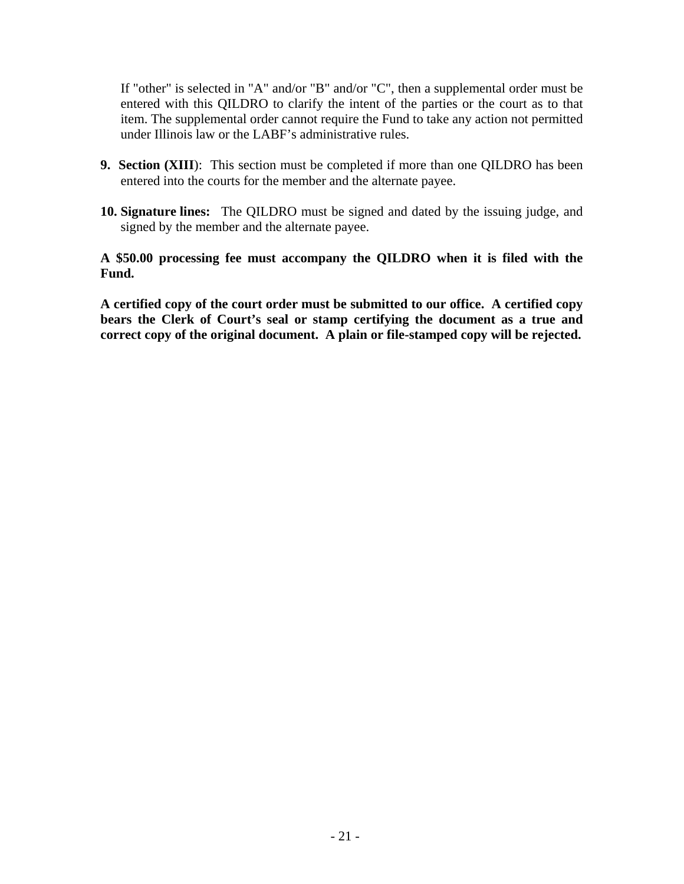If "other" is selected in "A" and/or "B" and/or "C", then a supplemental order must be entered with this QILDRO to clarify the intent of the parties or the court as to that item. The supplemental order cannot require the Fund to take any action not permitted under Illinois law or the LABF's administrative rules.

9. **Section (XIII)**: This section must be completed if more than one QILDRO has been entered into the courts for the member and the alternate payee.

10. **Signature lines:** The QILDRO must be signed and dated by the issuing judge, and signed by the member and the alternate payee.

**A $50.00 processing fee must accompany the QILDRO when it is filed with the Fund.**

**A certified copy of the court order must be submitted to our office. A certified copy bears the Clerk of Court's seal or stamp certifying the document as a true and correct copy of the original document. A plain or file-stamped copy will be rejected.**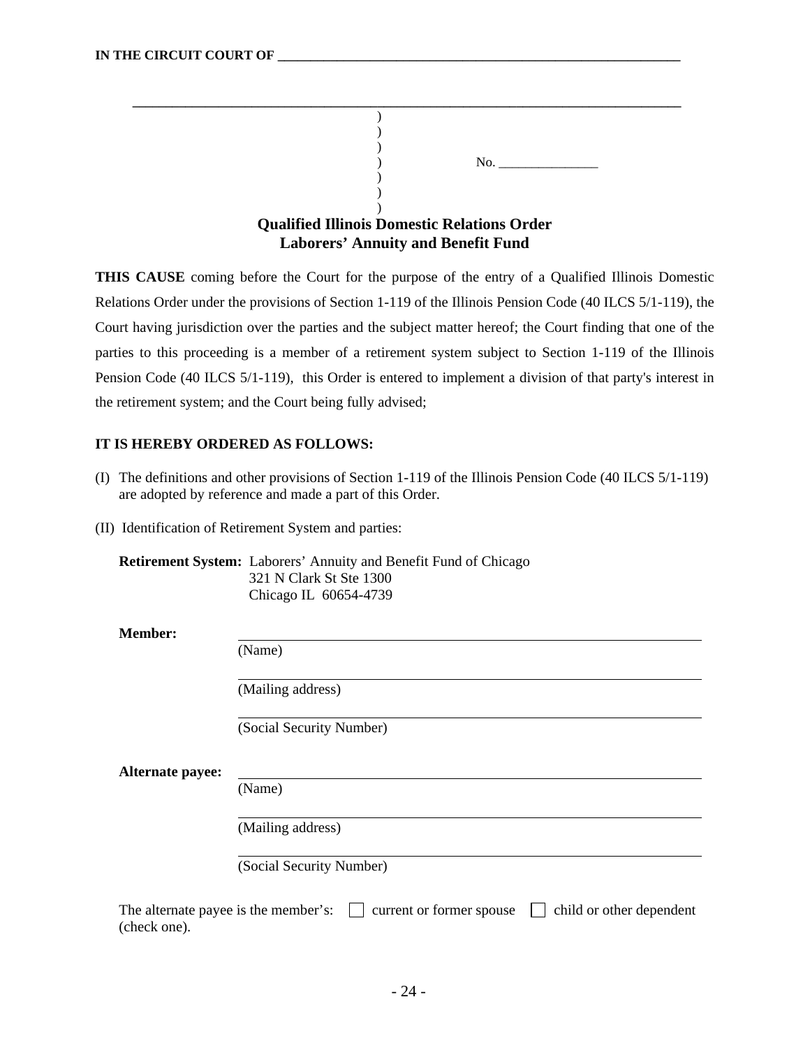**IN THE CIRCUIT COURT OF ____________________________________________________________**

____________________________________________________________________________________

)
)
)
)        No. _______________
)
)
)

## Qualified Illinois Domestic Relations Order
## Laborers' Annuity and Benefit Fund

**THIS CAUSE** coming before the Court for the purpose of the entry of a Qualified Illinois Domestic Relations Order under the provisions of Section 1-119 of the Illinois Pension Code (40 ILCS 5/1-119), the Court having jurisdiction over the parties and the subject matter hereof; the Court finding that one of the parties to this proceeding is a member of a retirement system subject to Section 1-119 of the Illinois Pension Code (40 ILCS 5/1-119), this Order is entered to implement a division of that party's interest in the retirement system; and the Court being fully advised;

**IT IS HEREBY ORDERED AS FOLLOWS:**

(I) The definitions and other provisions of Section 1-119 of the Illinois Pension Code (40 ILCS 5/1-119) are adopted by reference and made a part of this Order.

(II) Identification of Retirement System and parties:

**Retirement System:** Laborers' Annuity and Benefit Fund of Chicago
321 N Clark St Ste 1300
Chicago IL 60654-4739

**Member:**

_______________________________________________
(Name)

_______________________________________________
(Mailing address)

_______________________________________________
(Social Security Number)

**Alternate payee:**

_______________________________________________
(Name)

_______________________________________________
(Mailing address)

_______________________________________________
(Social Security Number)

The alternate payee is the member's: ☐ current or former spouse ☐ child or other dependent (check one).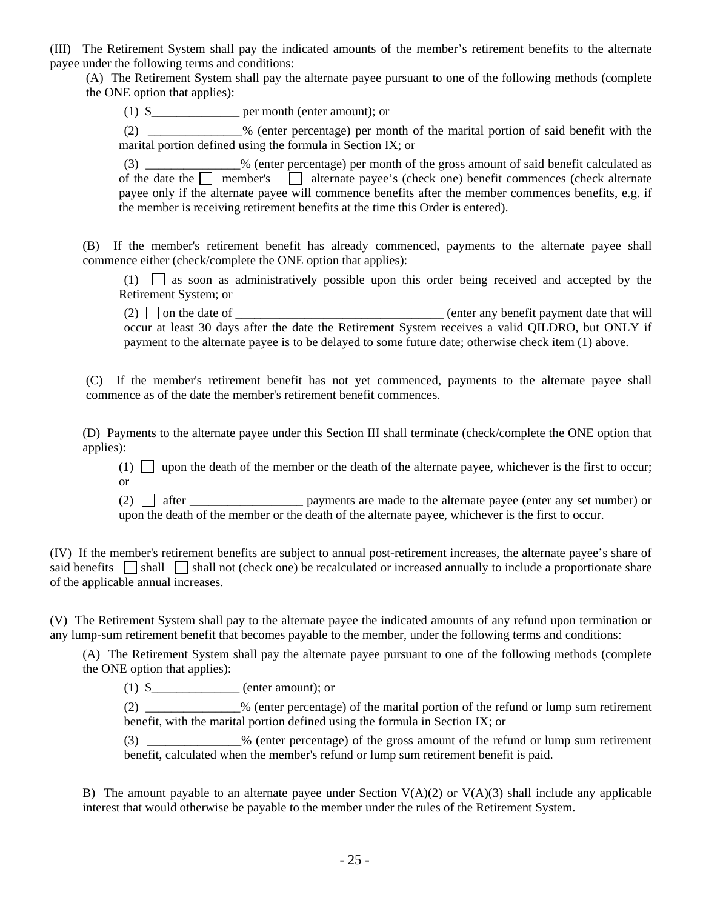(III) The Retirement System shall pay the indicated amounts of the member's retirement benefits to the alternate payee under the following terms and conditions:

(A) The Retirement System shall pay the alternate payee pursuant to one of the following methods (complete the ONE option that applies):

(1) $______________ per month (enter amount); or

(2) _______________% (enter percentage) per month of the marital portion of said benefit with the marital portion defined using the formula in Section IX; or

(3) _______________% (enter percentage) per month of the gross amount of said benefit calculated as of the date the ☐ member's ☐ alternate payee's (check one) benefit commences (check alternate payee only if the alternate payee will commence benefits after the member commences benefits, e.g. if the member is receiving retirement benefits at the time this Order is entered).

(B) If the member's retirement benefit has already commenced, payments to the alternate payee shall commence either (check/complete the ONE option that applies):

(1) ☐ as soon as administratively possible upon this order being received and accepted by the Retirement System; or

(2) ☐ on the date of _________________________________ (enter any benefit payment date that will occur at least 30 days after the date the Retirement System receives a valid QILDRO, but ONLY if payment to the alternate payee is to be delayed to some future date; otherwise check item (1) above.

(C) If the member's retirement benefit has not yet commenced, payments to the alternate payee shall commence as of the date the member's retirement benefit commences.

(D) Payments to the alternate payee under this Section III shall terminate (check/complete the ONE option that applies):

(1) ☐ upon the death of the member or the death of the alternate payee, whichever is the first to occur; or

(2) ☐ after __________________ payments are made to the alternate payee (enter any set number) or upon the death of the member or the death of the alternate payee, whichever is the first to occur.

(IV) If the member's retirement benefits are subject to annual post-retirement increases, the alternate payee's share of said benefits ☐ shall ☐ shall not (check one) be recalculated or increased annually to include a proportionate share of the applicable annual increases.

(V) The Retirement System shall pay to the alternate payee the indicated amounts of any refund upon termination or any lump-sum retirement benefit that becomes payable to the member, under the following terms and conditions:

(A) The Retirement System shall pay the alternate payee pursuant to one of the following methods (complete the ONE option that applies):

(1) $______________ (enter amount); or

(2) _______________% (enter percentage) of the marital portion of the refund or lump sum retirement benefit, with the marital portion defined using the formula in Section IX; or

(3) _______________% (enter percentage) of the gross amount of the refund or lump sum retirement benefit, calculated when the member's refund or lump sum retirement benefit is paid.

B) The amount payable to an alternate payee under Section V(A)(2) or V(A)(3) shall include any applicable interest that would otherwise be payable to the member under the rules of the Retirement System.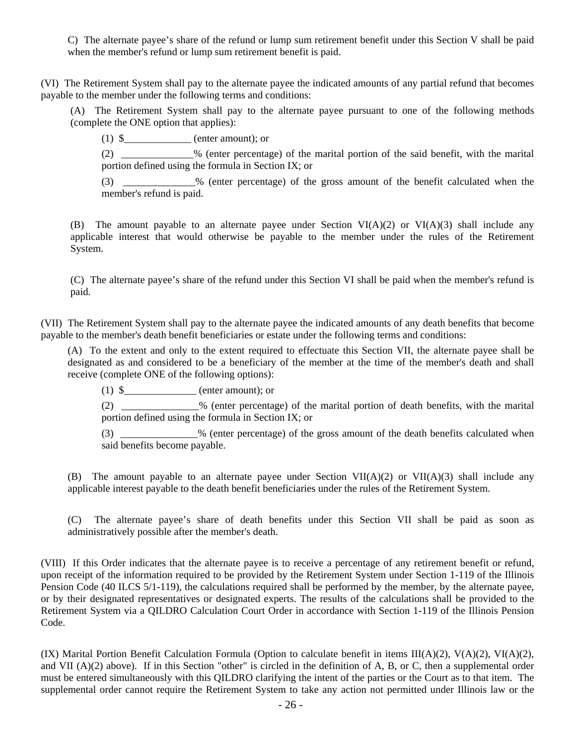C) The alternate payee's share of the refund or lump sum retirement benefit under this Section V shall be paid when the member's refund or lump sum retirement benefit is paid.

(VI) The Retirement System shall pay to the alternate payee the indicated amounts of any partial refund that becomes payable to the member under the following terms and conditions:

(A) The Retirement System shall pay to the alternate payee pursuant to one of the following methods (complete the ONE option that applies):

(1) $_____________ (enter amount); or

(2) ______________% (enter percentage) of the marital portion of the said benefit, with the marital portion defined using the formula in Section IX; or

(3) ______________% (enter percentage) of the gross amount of the benefit calculated when the member's refund is paid.

(B) The amount payable to an alternate payee under Section VI(A)(2) or VI(A)(3) shall include any applicable interest that would otherwise be payable to the member under the rules of the Retirement System.

(C) The alternate payee's share of the refund under this Section VI shall be paid when the member's refund is paid.

(VII) The Retirement System shall pay to the alternate payee the indicated amounts of any death benefits that become payable to the member's death benefit beneficiaries or estate under the following terms and conditions:

(A) To the extent and only to the extent required to effectuate this Section VII, the alternate payee shall be designated as and considered to be a beneficiary of the member at the time of the member's death and shall receive (complete ONE of the following options):

(1) $______________ (enter amount); or

(2) _______________% (enter percentage) of the marital portion of death benefits, with the marital portion defined using the formula in Section IX; or

(3) _______________% (enter percentage) of the gross amount of the death benefits calculated when said benefits become payable.

(B) The amount payable to an alternate payee under Section VII(A)(2) or VII(A)(3) shall include any applicable interest payable to the death benefit beneficiaries under the rules of the Retirement System.

(C) The alternate payee's share of death benefits under this Section VII shall be paid as soon as administratively possible after the member's death.

(VIII) If this Order indicates that the alternate payee is to receive a percentage of any retirement benefit or refund, upon receipt of the information required to be provided by the Retirement System under Section 1-119 of the Illinois Pension Code (40 ILCS 5/1-119), the calculations required shall be performed by the member, by the alternate payee, or by their designated representatives or designated experts. The results of the calculations shall be provided to the Retirement System via a QILDRO Calculation Court Order in accordance with Section 1-119 of the Illinois Pension Code.

(IX) Marital Portion Benefit Calculation Formula (Option to calculate benefit in items III(A)(2), V(A)(2), VI(A)(2), and VII (A)(2) above). If in this Section "other" is circled in the definition of A, B, or C, then a supplemental order must be entered simultaneously with this QILDRO clarifying the intent of the parties or the Court as to that item. The supplemental order cannot require the Retirement System to take any action not permitted under Illinois law or the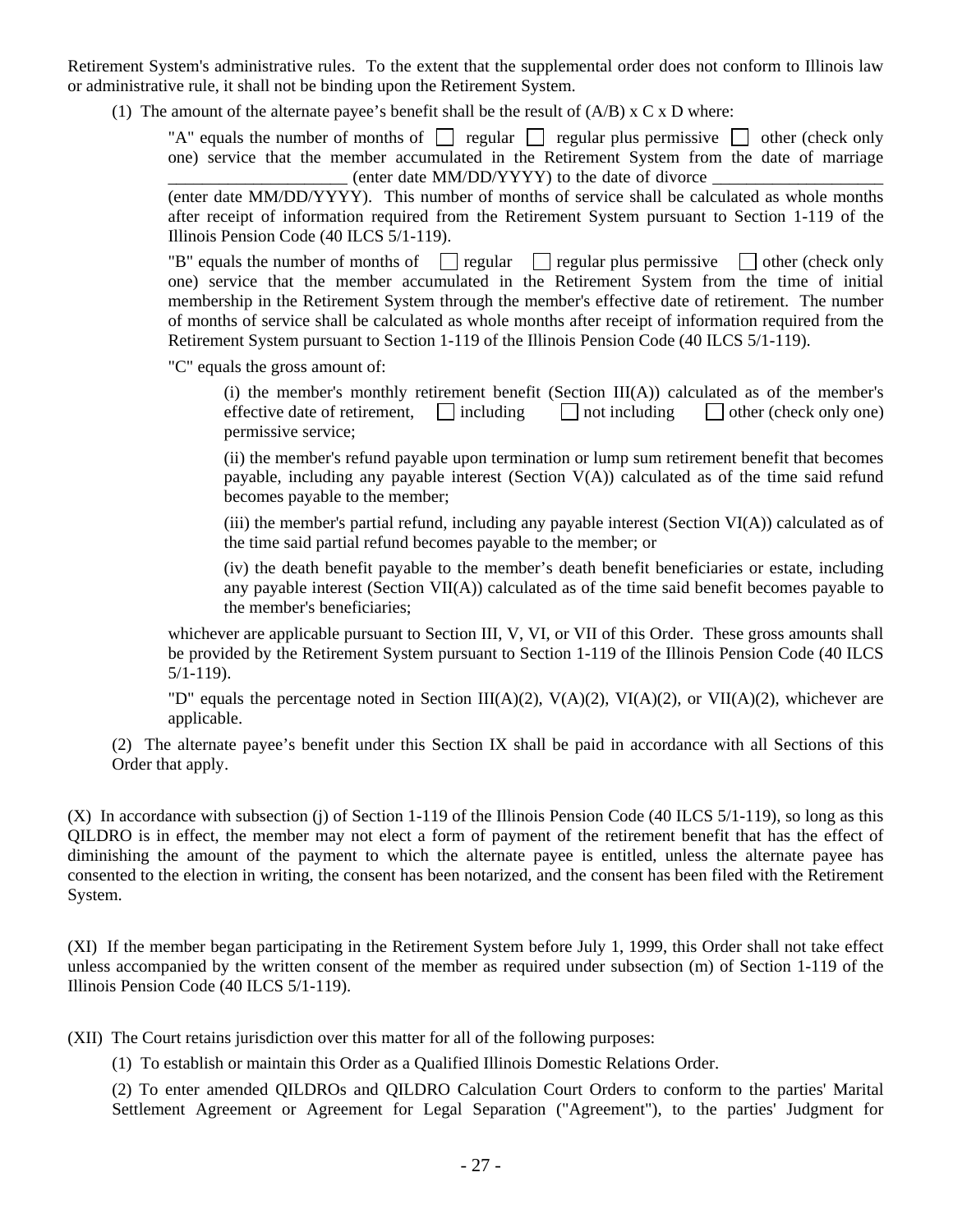Retirement System's administrative rules. To the extent that the supplemental order does not conform to Illinois law or administrative rule, it shall not be binding upon the Retirement System.

(1) The amount of the alternate payee's benefit shall be the result of (A/B) x C x D where:

"A" equals the number of months of ☐ regular ☐ regular plus permissive ☐ other (check only one) service that the member accumulated in the Retirement System from the date of marriage ____________________ (enter date MM/DD/YYYY) to the date of divorce ____________________ (enter date MM/DD/YYYY). This number of months of service shall be calculated as whole months after receipt of information required from the Retirement System pursuant to Section 1-119 of the Illinois Pension Code (40 ILCS 5/1-119).

"B" equals the number of months of ☐ regular ☐ regular plus permissive ☐ other (check only one) service that the member accumulated in the Retirement System from the time of initial membership in the Retirement System through the member's effective date of retirement. The number of months of service shall be calculated as whole months after receipt of information required from the Retirement System pursuant to Section 1-119 of the Illinois Pension Code (40 ILCS 5/1-119).

"C" equals the gross amount of:

(i) the member's monthly retirement benefit (Section III(A)) calculated as of the member's effective date of retirement, ☐ including ☐ not including ☐ other (check only one) permissive service;

(ii) the member's refund payable upon termination or lump sum retirement benefit that becomes payable, including any payable interest (Section V(A)) calculated as of the time said refund becomes payable to the member;

(iii) the member's partial refund, including any payable interest (Section VI(A)) calculated as of the time said partial refund becomes payable to the member; or

(iv) the death benefit payable to the member's death benefit beneficiaries or estate, including any payable interest (Section VII(A)) calculated as of the time said benefit becomes payable to the member's beneficiaries;

whichever are applicable pursuant to Section III, V, VI, or VII of this Order. These gross amounts shall be provided by the Retirement System pursuant to Section 1-119 of the Illinois Pension Code (40 ILCS 5/1-119).

"D" equals the percentage noted in Section III(A)(2), V(A)(2), VI(A)(2), or VII(A)(2), whichever are applicable.

(2) The alternate payee's benefit under this Section IX shall be paid in accordance with all Sections of this Order that apply.

(X) In accordance with subsection (j) of Section 1-119 of the Illinois Pension Code (40 ILCS 5/1-119), so long as this QILDRO is in effect, the member may not elect a form of payment of the retirement benefit that has the effect of diminishing the amount of the payment to which the alternate payee is entitled, unless the alternate payee has consented to the election in writing, the consent has been notarized, and the consent has been filed with the Retirement System.

(XI) If the member began participating in the Retirement System before July 1, 1999, this Order shall not take effect unless accompanied by the written consent of the member as required under subsection (m) of Section 1-119 of the Illinois Pension Code (40 ILCS 5/1-119).

(XII) The Court retains jurisdiction over this matter for all of the following purposes:

(1) To establish or maintain this Order as a Qualified Illinois Domestic Relations Order.

(2) To enter amended QILDROs and QILDRO Calculation Court Orders to conform to the parties' Marital Settlement Agreement or Agreement for Legal Separation ("Agreement"), to the parties' Judgment for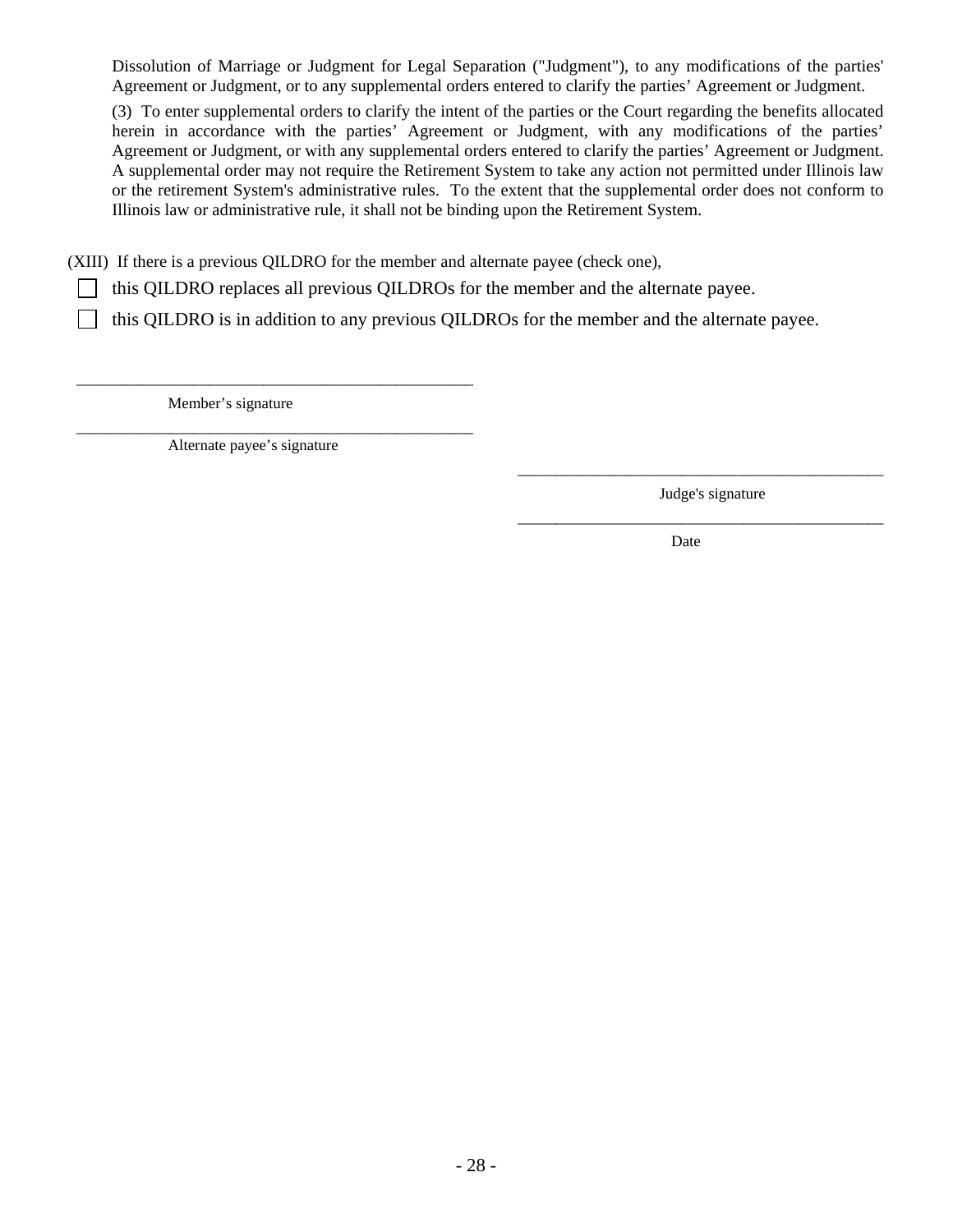Dissolution of Marriage or Judgment for Legal Separation ("Judgment"), to any modifications of the parties' Agreement or Judgment, or to any supplemental orders entered to clarify the parties' Agreement or Judgment.

(3) To enter supplemental orders to clarify the intent of the parties or the Court regarding the benefits allocated herein in accordance with the parties' Agreement or Judgment, with any modifications of the parties' Agreement or Judgment, or with any supplemental orders entered to clarify the parties' Agreement or Judgment. A supplemental order may not require the Retirement System to take any action not permitted under Illinois law or the retirement System's administrative rules. To the extent that the supplemental order does not conform to Illinois law or administrative rule, it shall not be binding upon the Retirement System.

(XIII) If there is a previous QILDRO for the member and alternate payee (check one),

☐ this QILDRO replaces all previous QILDROs for the member and the alternate payee.

☐ this QILDRO is in addition to any previous QILDROs for the member and the alternate payee.

\_\_\_\_\_\_\_\_\_\_\_\_\_\_\_\_\_\_\_\_\_\_\_\_\_\_\_\_\_\_\_\_\_\_\_\_\_\_\_\_\_\_\_\_\_\_\_\_\_\_

Member's signature

\_\_\_\_\_\_\_\_\_\_\_\_\_\_\_\_\_\_\_\_\_\_\_\_\_\_\_\_\_\_\_\_\_\_\_\_\_\_\_\_\_\_\_\_\_\_\_\_\_\_

Alternate payee's signature

\_\_\_\_\_\_\_\_\_\_\_\_\_\_\_\_\_\_\_\_\_\_\_\_\_\_\_\_\_\_\_\_\_\_\_\_\_\_\_\_\_\_\_\_\_\_\_\_\_\_

Judge's signature

\_\_\_\_\_\_\_\_\_\_\_\_\_\_\_\_\_\_\_\_\_\_\_\_\_\_\_\_\_\_\_\_\_\_\_\_\_\_\_\_\_\_\_\_\_\_\_\_\_\_

Date